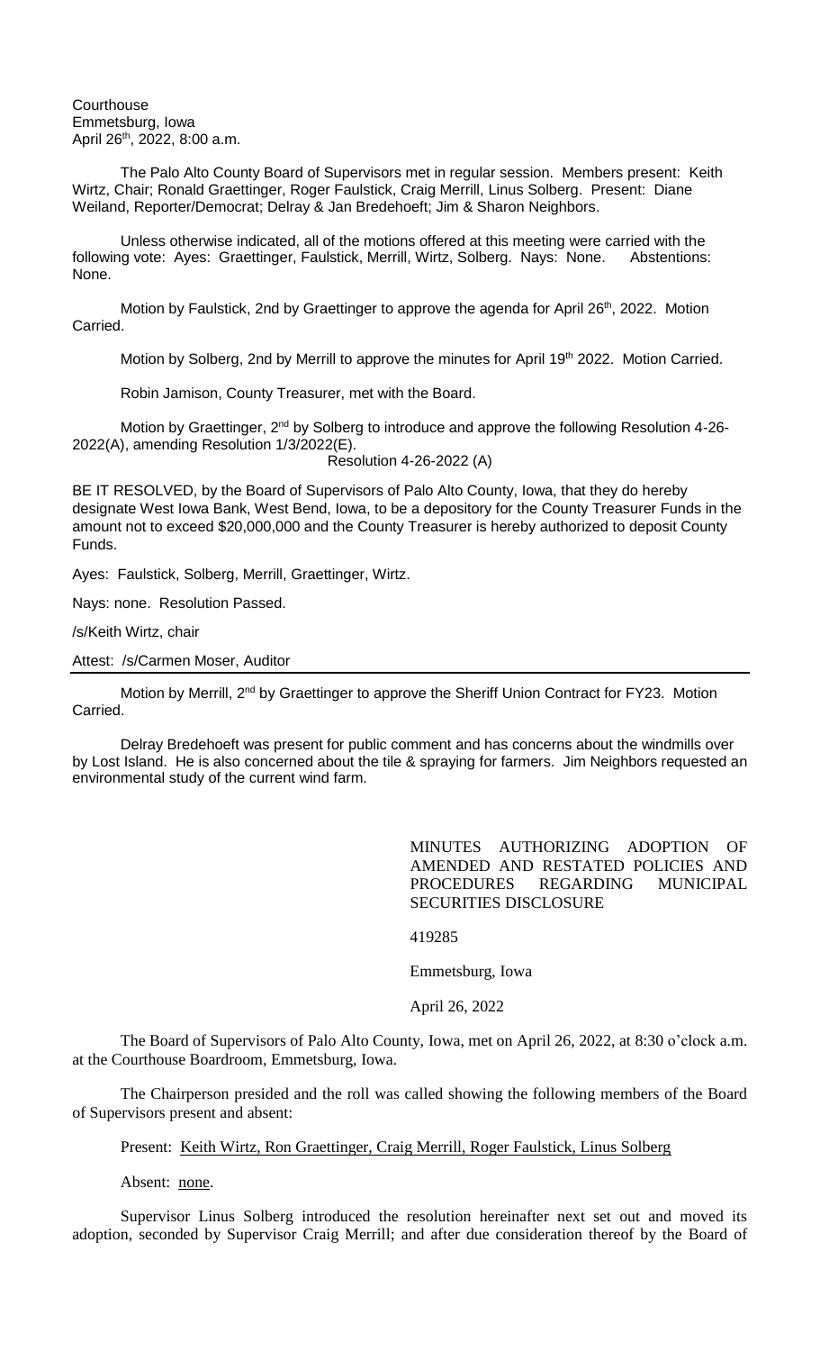Courthouse
Emmetsburg, Iowa
April 26th, 2022, 8:00 a.m.

The Palo Alto County Board of Supervisors met in regular session. Members present: Keith Wirtz, Chair; Ronald Graettinger, Roger Faulstick, Craig Merrill, Linus Solberg. Present: Diane Weiland, Reporter/Democrat; Delray & Jan Bredehoeft; Jim & Sharon Neighbors.

Unless otherwise indicated, all of the motions offered at this meeting were carried with the following vote: Ayes: Graettinger, Faulstick, Merrill, Wirtz, Solberg. Nays: None. Abstentions: None.

Motion by Faulstick, 2nd by Graettinger to approve the agenda for April 26th, 2022. Motion Carried.

Motion by Solberg, 2nd by Merrill to approve the minutes for April 19th 2022. Motion Carried.

Robin Jamison, County Treasurer, met with the Board.

Motion by Graettinger, 2nd by Solberg to introduce and approve the following Resolution 4-26-2022(A), amending Resolution 1/3/2022(E).

Resolution 4-26-2022 (A)

BE IT RESOLVED, by the Board of Supervisors of Palo Alto County, Iowa, that they do hereby designate West Iowa Bank, West Bend, Iowa, to be a depository for the County Treasurer Funds in the amount not to exceed $20,000,000 and the County Treasurer is hereby authorized to deposit County Funds.

Ayes: Faulstick, Solberg, Merrill, Graettinger, Wirtz.

Nays: none. Resolution Passed.

/s/Keith Wirtz, chair

Attest: /s/Carmen Moser, Auditor

---

Motion by Merrill, 2nd by Graettinger to approve the Sheriff Union Contract for FY23. Motion Carried.

Delray Bredehoeft was present for public comment and has concerns about the windmills over by Lost Island. He is also concerned about the tile & spraying for farmers. Jim Neighbors requested an environmental study of the current wind farm.

MINUTES AUTHORIZING ADOPTION OF AMENDED AND RESTATED POLICIES AND PROCEDURES REGARDING MUNICIPAL SECURITIES DISCLOSURE

419285

Emmetsburg, Iowa

April 26, 2022

The Board of Supervisors of Palo Alto County, Iowa, met on April 26, 2022, at 8:30 o'clock a.m. at the Courthouse Boardroom, Emmetsburg, Iowa.

The Chairperson presided and the roll was called showing the following members of the Board of Supervisors present and absent:

Present: Keith Wirtz, Ron Graettinger, Craig Merrill, Roger Faulstick, Linus Solberg

Absent: none.

Supervisor Linus Solberg introduced the resolution hereinafter next set out and moved its adoption, seconded by Supervisor Craig Merrill; and after due consideration thereof by the Board of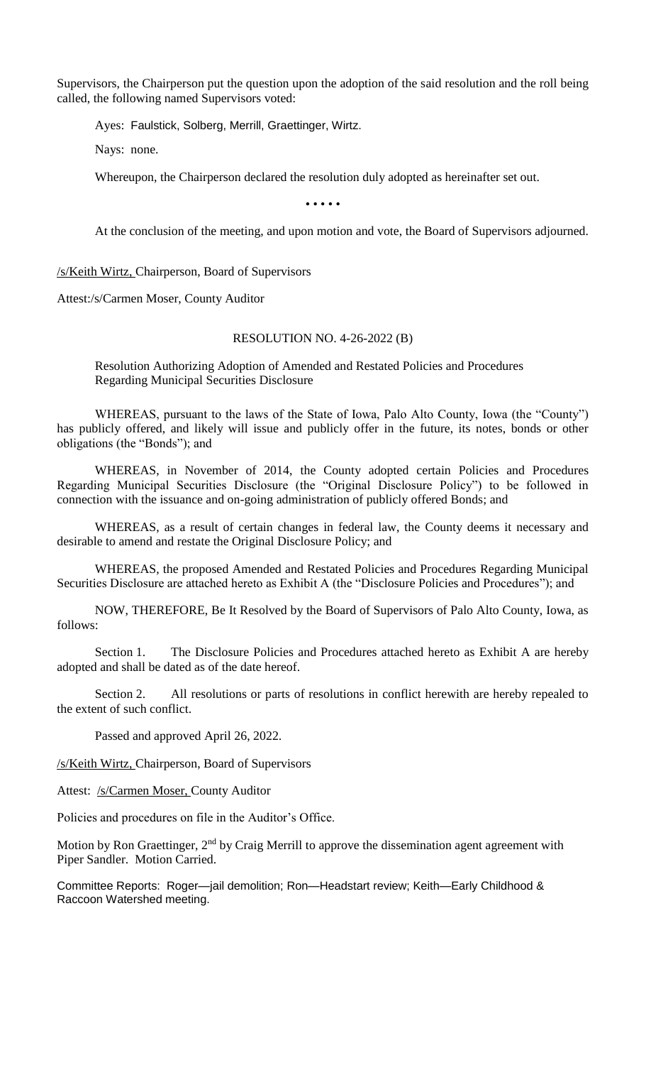Supervisors, the Chairperson put the question upon the adoption of the said resolution and the roll being called, the following named Supervisors voted:

Ayes: Faulstick, Solberg, Merrill, Graettinger, Wirtz.

Nays: none.

Whereupon, the Chairperson declared the resolution duly adopted as hereinafter set out.

• • • • •

At the conclusion of the meeting, and upon motion and vote, the Board of Supervisors adjourned.

/s/Keith Wirtz, Chairperson, Board of Supervisors

Attest:/s/Carmen Moser, County Auditor

RESOLUTION NO. 4-26-2022 (B)

Resolution Authorizing Adoption of Amended and Restated Policies and Procedures Regarding Municipal Securities Disclosure

WHEREAS, pursuant to the laws of the State of Iowa, Palo Alto County, Iowa (the "County") has publicly offered, and likely will issue and publicly offer in the future, its notes, bonds or other obligations (the "Bonds"); and

WHEREAS, in November of 2014, the County adopted certain Policies and Procedures Regarding Municipal Securities Disclosure (the "Original Disclosure Policy") to be followed in connection with the issuance and on-going administration of publicly offered Bonds; and

WHEREAS, as a result of certain changes in federal law, the County deems it necessary and desirable to amend and restate the Original Disclosure Policy; and

WHEREAS, the proposed Amended and Restated Policies and Procedures Regarding Municipal Securities Disclosure are attached hereto as Exhibit A (the "Disclosure Policies and Procedures"); and

NOW, THEREFORE, Be It Resolved by the Board of Supervisors of Palo Alto County, Iowa, as follows:

Section 1. The Disclosure Policies and Procedures attached hereto as Exhibit A are hereby adopted and shall be dated as of the date hereof.

Section 2. All resolutions or parts of resolutions in conflict herewith are hereby repealed to the extent of such conflict.

Passed and approved April 26, 2022.

/s/Keith Wirtz, Chairperson, Board of Supervisors

Attest: /s/Carmen Moser, County Auditor

Policies and procedures on file in the Auditor's Office.

Motion by Ron Graettinger, 2nd by Craig Merrill to approve the dissemination agent agreement with Piper Sandler. Motion Carried.

Committee Reports: Roger—jail demolition; Ron—Headstart review; Keith—Early Childhood & Raccoon Watershed meeting.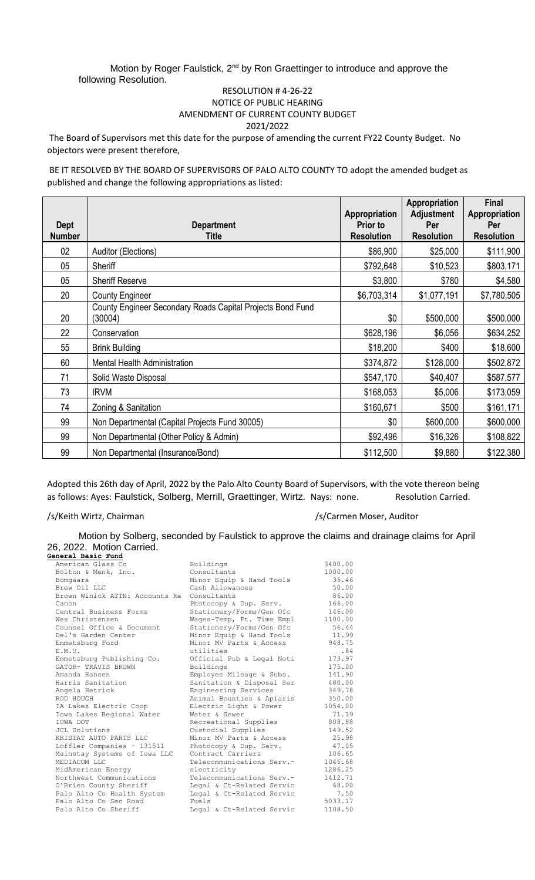Motion by Roger Faulstick, 2nd by Ron Graettinger to introduce and approve the following Resolution.

RESOLUTION # 4-26-22
NOTICE OF PUBLIC HEARING
AMENDMENT OF CURRENT COUNTY BUDGET
2021/2022

The Board of Supervisors met this date for the purpose of amending the current FY22 County Budget. No objectors were present therefore,

BE IT RESOLVED BY THE BOARD OF SUPERVISORS OF PALO ALTO COUNTY TO adopt the amended budget as published and change the following appropriations as listed:

| Dept Number | Department Title | Appropriation Prior to Resolution | Appropriation Adjustment Per Resolution | Final Appropriation Per Resolution |
|---|---|---|---|---|
| 02 | Auditor (Elections) | $86,900 | $25,000 | $111,900 |
| 05 | Sheriff | $792,648 | $10,523 | $803,171 |
| 05 | Sheriff Reserve | $3,800 | $780 | $4,580 |
| 20 | County Engineer | $6,703,314 | $1,077,191 | $7,780,505 |
| 20 | County Engineer Secondary Roads Capital Projects Bond Fund (30004) | $0 | $500,000 | $500,000 |
| 22 | Conservation | $628,196 | $6,056 | $634,252 |
| 55 | Brink Building | $18,200 | $400 | $18,600 |
| 60 | Mental Health Administration | $374,872 | $128,000 | $502,872 |
| 71 | Solid Waste Disposal | $547,170 | $40,407 | $587,577 |
| 73 | IRVM | $168,053 | $5,006 | $173,059 |
| 74 | Zoning & Sanitation | $160,671 | $500 | $161,171 |
| 99 | Non Departmental (Capital Projects Fund 30005) | $0 | $600,000 | $600,000 |
| 99 | Non Departmental (Other Policy & Admin) | $92,496 | $16,326 | $108,822 |
| 99 | Non Departmental (Insurance/Bond) | $112,500 | $9,880 | $122,380 |

Adopted this 26th day of April, 2022 by the Palo Alto County Board of Supervisors, with the vote thereon being as follows: Ayes: Faulstick, Solberg, Merrill, Graettinger, Wirtz. Nays: none. Resolution Carried.

/s/Keith Wirtz, Chairman /s/Carmen Moser, Auditor

Motion by Solberg, seconded by Faulstick to approve the claims and drainage claims for April 26, 2022. Motion Carried.

**General Basic Fund**

| Vendor | Description | Amount |
|---|---|---|
| American Glass Co | Buildings | 3400.00 |
| Bolton & Menk, Inc. | Consultants | 1000.00 |
| Bomgaars | Minor Equip & Hand Tools | 35.46 |
| Brew Oil LLC | Cash Allowances | 50.00 |
| Brown Winick ATTN: Accounts Re | Consultants | 86.00 |
| Canon | Photocopy & Dup. Serv. | 166.00 |
| Central Business Forms | Stationery/Forms/Gen Ofc | 146.00 |
| Wes Christensen | Wages-Temp, Pt. Time Empl | 1100.00 |
| Counsel Office & Document | Stationery/Forms/Gen Ofc | 56.44 |
| Del's Garden Center | Minor Equip & Hand Tools | 11.99 |
| Emmetsburg Ford | Minor MV Parts & Access | 948.75 |
| E.M.U. | utilities | .84 |
| Emmetsburg Publishing Co. | Official Pub & Legal Noti | 173.97 |
| GATOR- TRAVIS BROWN | Buildings | 175.00 |
| Amanda Hansen | Employee Mileage & Subs. | 141.90 |
| Harris Sanitation | Sanitation & Disposal Ser | 480.00 |
| Angela Hetrick | Engineering Services | 349.78 |
| ROD HOUGH | Animal Bounties & Apiaris | 350.00 |
| IA Lakes Electric Coop | Electric Light & Power | 1054.00 |
| Iowa Lakes Regional Water | Water & Sewer | 71.19 |
| IOWA DOT | Recreational Supplies | 808.88 |
| JCL Solutions | Custodial Supplies | 149.52 |
| KRISTAT AUTO PARTS LLC | Minor MV Parts & Access | 25.98 |
| Loffler Companies - 131511 | Photocopy & Dup. Serv. | 47.05 |
| Mainstay Systems of Iowa LLC | Contract Carriers | 106.65 |
| MEDIACOM LLC | Telecommunications Serv.- | 1046.68 |
| MidAmerican Energy | electricity | 1286.25 |
| Northwest Communications | Telecommunications Serv.- | 1412.71 |
| O'Brien County Sheriff | Legal & Ct-Related Servic | 68.00 |
| Palo Alto Co Health System | Legal & Ct-Related Servic | 7.50 |
| Palo Alto Co Sec Road | Fuels | 5033.17 |
| Palo Alto Co Sheriff | Legal & Ct-Related Servic | 1108.50 |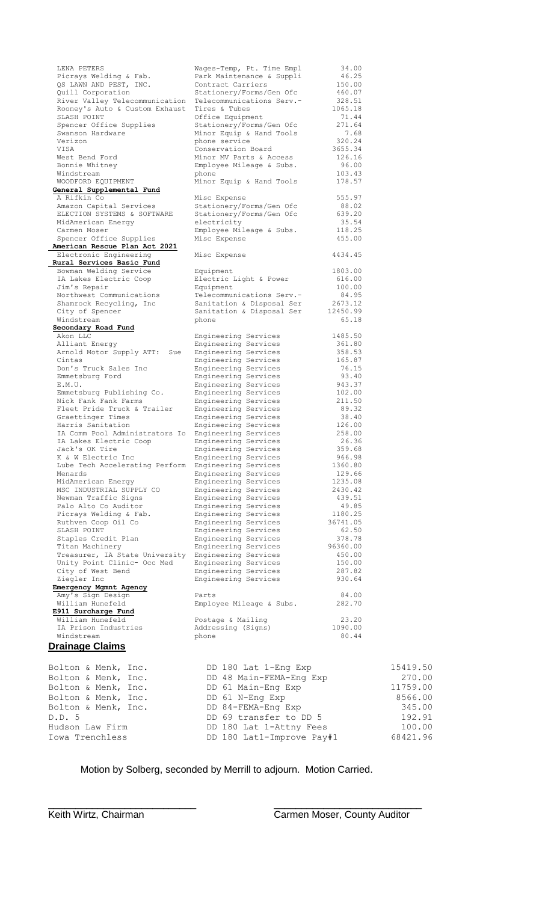| | | |
|---|---|---|
| LENA PETERS | Wages-Temp, Pt. Time Empl | 34.00 |
| Picrays Welding & Fab. | Park Maintenance & Suppli | 46.25 |
| QS LAWN AND PEST, INC. | Contract Carriers | 150.00 |
| Quill Corporation | Stationery/Forms/Gen Ofc | 460.07 |
| River Valley Telecommunication | Telecommunications Serv.- | 328.51 |
| Rooney's Auto & Custom Exhaust | Tires & Tubes | 1065.18 |
| SLASH POINT | Office Equipment | 71.44 |
| Spencer Office Supplies | Stationery/Forms/Gen Ofc | 271.64 |
| Swanson Hardware | Minor Equip & Hand Tools | 7.68 |
| Verizon | phone service | 320.24 |
| VISA | Conservation Board | 3655.34 |
| West Bend Ford | Minor MV Parts & Access | 126.16 |
| Bonnie Whitney | Employee Mileage & Subs. | 96.00 |
| Windstream | phone | 103.43 |
| WOODFORD EQUIPMENT | Minor Equip & Hand Tools | 178.57 |
| **General Supplemental Fund** | | |
| A Rifkin Co | Misc Expense | 555.97 |
| Amazon Capital Services | Stationery/Forms/Gen Ofc | 88.02 |
| ELECTION SYSTEMS & SOFTWARE | Stationery/Forms/Gen Ofc | 639.20 |
| MidAmerican Energy | electricity | 35.54 |
| Carmen Moser | Employee Mileage & Subs. | 118.25 |
| Spencer Office Supplies | Misc Expense | 455.00 |
| **American Rescue Plan Act 2021** | | |
| Electronic Engineering | Misc Expense | 4434.45 |
| **Rural Services Basic Fund** | | |
| Bowman Welding Service | Equipment | 1803.00 |
| IA Lakes Electric Coop | Electric Light & Power | 616.00 |
| Jim's Repair | Equipment | 100.00 |
| Northwest Communications | Telecommunications Serv.- | 84.95 |
| Shamrock Recycling, Inc | Sanitation & Disposal Ser | 2673.12 |
| City of Spencer | Sanitation & Disposal Ser | 12450.99 |
| Windstream | phone | 65.18 |
| **Secondary Road Fund** | | |
| Akon LLC | Engineering Services | 1485.50 |
| Alliant Energy | Engineering Services | 361.80 |
| Arnold Motor Supply ATT: Sue | Engineering Services | 358.53 |
| Cintas | Engineering Services | 165.87 |
| Don's Truck Sales Inc | Engineering Services | 76.15 |
| Emmetsburg Ford | Engineering Services | 93.40 |
| E.M.U. | Engineering Services | 943.37 |
| Emmetsburg Publishing Co. | Engineering Services | 102.00 |
| Nick Fank Fank Farms | Engineering Services | 211.50 |
| Fleet Pride Truck & Trailer | Engineering Services | 89.32 |
| Graettinger Times | Engineering Services | 38.40 |
| Harris Sanitation | Engineering Services | 126.00 |
| IA Comm Pool Administrators Io | Engineering Services | 258.00 |
| IA Lakes Electric Coop | Engineering Services | 26.36 |
| Jack's OK Tire | Engineering Services | 359.68 |
| K & W Electric Inc | Engineering Services | 966.98 |
| Lube Tech Accelerating Perform | Engineering Services | 1360.80 |
| Menards | Engineering Services | 129.66 |
| MidAmerican Energy | Engineering Services | 1235.08 |
| MSC INDUSTRIAL SUPPLY CO | Engineering Services | 2430.42 |
| Newman Traffic Signs | Engineering Services | 439.51 |
| Palo Alto Co Auditor | Engineering Services | 49.85 |
| Picrays Welding & Fab. | Engineering Services | 1180.25 |
| Ruthven Coop Oil Co | Engineering Services | 36741.05 |
| SLASH POINT | Engineering Services | 62.50 |
| Staples Credit Plan | Engineering Services | 378.78 |
| Titan Machinery | Engineering Services | 96360.00 |
| Treasurer, IA State University | Engineering Services | 450.00 |
| Unity Point Clinic- Occ Med | Engineering Services | 150.00 |
| City of West Bend | Engineering Services | 287.82 |
| Ziegler Inc | Engineering Services | 930.64 |
| **Emergency Mgmnt Agency** | | |
| Amy's Sign Design | Parts | 84.00 |
| William Hunefeld | Employee Mileage & Subs. | 282.70 |
| **E911 Surcharge Fund** | | |
| William Hunefeld | Postage & Mailing | 23.20 |
| IA Prison Industries | Addressing (Signs) | 1090.00 |
| Windstream | phone | 80.44 |

## Drainage Claims

| | | |
|---|---|---|
| Bolton & Menk, Inc. | DD 180 Lat 1-Eng Exp | 15419.50 |
| Bolton & Menk, Inc. | DD 48 Main-FEMA-Eng Exp | 270.00 |
| Bolton & Menk, Inc. | DD 61 Main-Eng Exp | 11759.00 |
| Bolton & Menk, Inc. | DD 61 N-Eng Exp | 8566.00 |
| Bolton & Menk, Inc. | DD 84-FEMA-Eng Exp | 345.00 |
| D.D. 5 | DD 69 transfer to DD 5 | 192.91 |
| Hudson Law Firm | DD 180 Lat 1-Attny Fees | 100.00 |
| Iowa Trenchless | DD 180 Lat1-Improve Pay#1 | 68421.96 |

Motion by Solberg, seconded by Merrill to adjourn. Motion Carried.

\_\_\_\_\_\_\_\_\_\_\_\_\_\_\_\_\_\_\_\_\_\_\_\_\_\_\_\_
Keith Wirtz, Chairman

\_\_\_\_\_\_\_\_\_\_\_\_\_\_\_\_\_\_\_\_\_\_\_\_\_\_\_\_
Carmen Moser, County Auditor